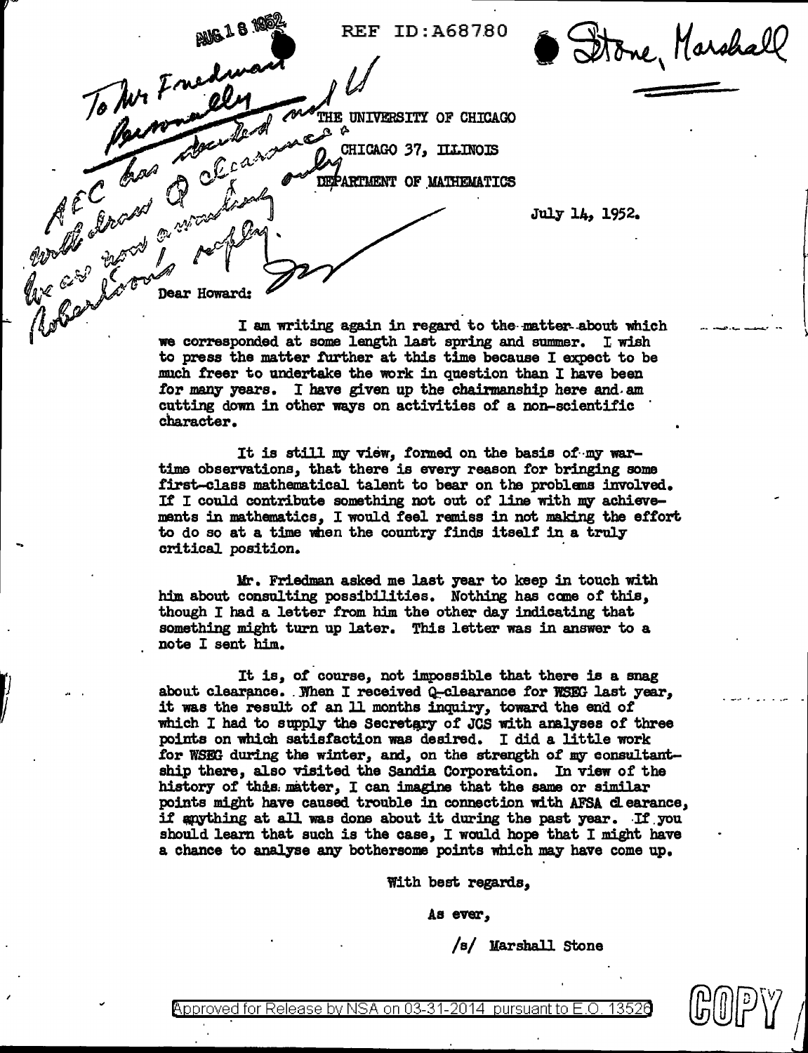AUG 18 1952

REF ID:A68780

Stone, Marshall

To Mr Friedman
Personally and U
AEC has decided not
to grant Q clearance
will draw up memo only
for use now & meeting
Robertson's reply.

THE UNIVERSITY OF CHICAGO
CHICAGO 37, ILLINOIS
DEPARTMENT OF MATHEMATICS

July 14, 1952.

Dear Howard:

I am writing again in regard to the matter about which we corresponded at some length last spring and summer. I wish to press the matter further at this time because I expect to be much freer to undertake the work in question than I have been for many years. I have given up the chairmanship here and am cutting down in other ways on activities of a non-scientific character.

It is still my view, formed on the basis of my war-time observations, that there is every reason for bringing some first-class mathematical talent to bear on the problems involved. If I could contribute something not out of line with my achievements in mathematics, I would feel remiss in not making the effort to do so at a time when the country finds itself in a truly critical position.

Mr. Friedman asked me last year to keep in touch with him about consulting possibilities. Nothing has come of this, though I had a letter from him the other day indicating that something might turn up later. This letter was in answer to a note I sent him.

It is, of course, not impossible that there is a snag about clearance. When I received Q-clearance for WSEG last year, it was the result of an 11 months inquiry, toward the end of which I had to supply the Secretary of JCS with analyses of three points on which satisfaction was desired. I did a little work for WSEG during the winter, and, on the strength of my consultantship there, also visited the Sandia Corporation. In view of the history of this matter, I can imagine that the same or similar points might have caused trouble in connection with AFSA clearance, if anything at all was done about it during the past year. If you should learn that such is the case, I would hope that I might have a chance to analyse any bothersome points which may have come up.

With best regards,

As ever,

/s/ Marshall Stone

COPY

Approved for Release by NSA on 03-31-2014 pursuant to E.O. 13526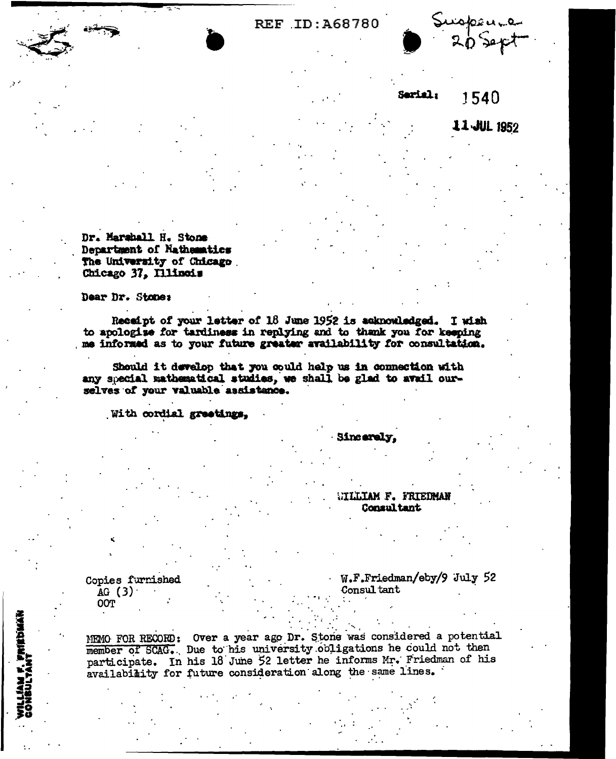REF ID:A68780

Suspense 20 Sept

Serial: 1540

11 JUL 1952

Dr. Marshall H. Stone
Department of Mathematics
The University of Chicago
Chicago 37, Illinois

Dear Dr. Stone:

Receipt of your letter of 18 June 1952 is acknowledged. I wish to apologize for tardiness in replying and to thank you for keeping me informed as to your future greater availability for consultation.

Should it develop that you could help us in connection with any special mathematical studies, we shall be glad to avail ourselves of your valuable assistance.

With cordial greetings,

Sincerely,

WILLIAM F. FRIEDMAN
Consultant

Copies furnished
AG (3)
OOT

W.F.Friedman/eby/9 July 52
Consultant

MEMO FOR RECORD: Over a year ago Dr. Stone was considered a potential member of SCAG. Due to his university obligations he could not then participate. In his 18 June 52 letter he informs Mr. Friedman of his availability for future consideration along the same lines.

WILLIAM F. FRIEDMAN
CONSULTANT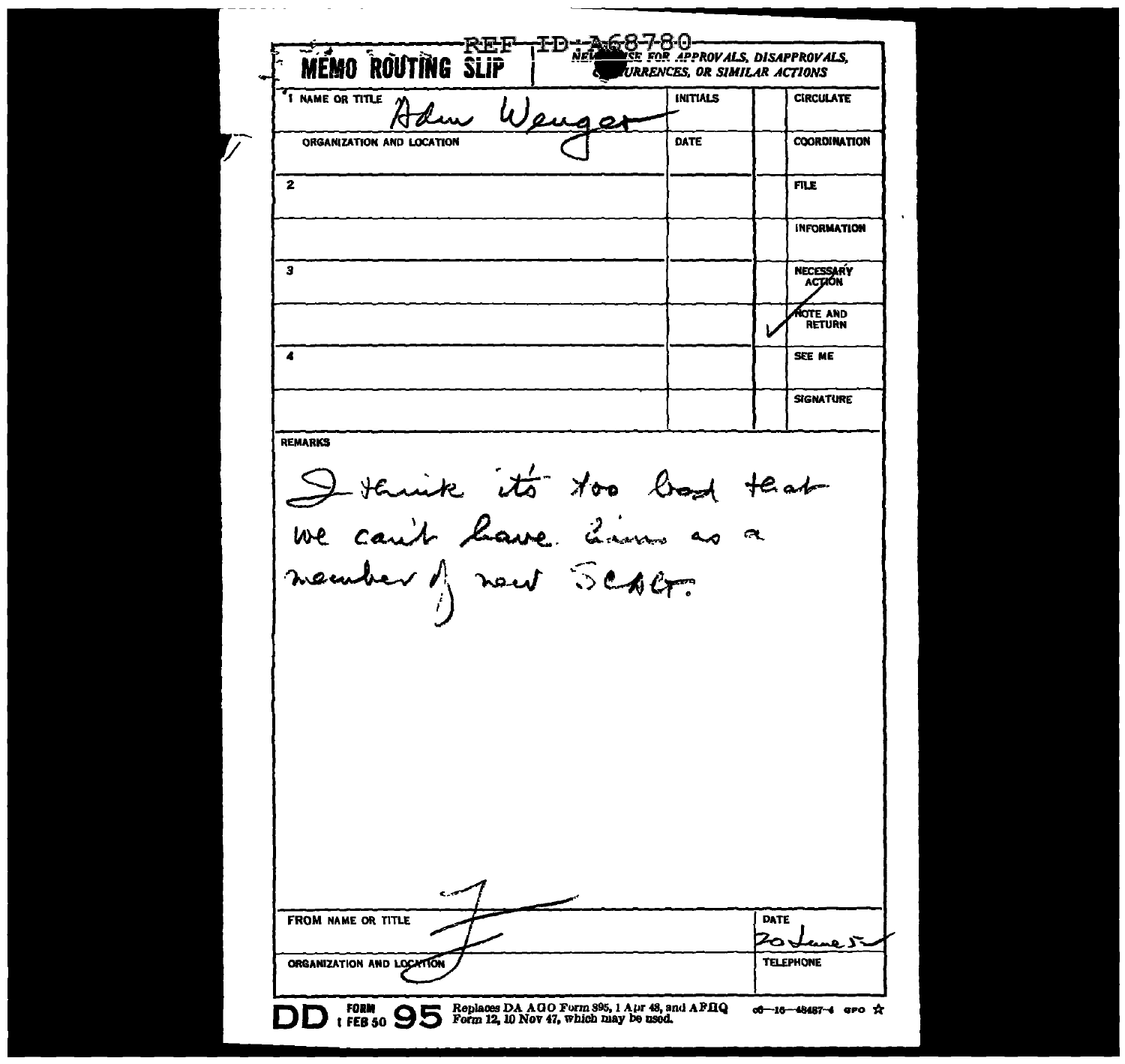REF ID:A68780

# MEMO ROUTING SLIP

NEVER USE FOR APPROVALS, DISAPPROVALS, CONCURRENCES, OR SIMILAR ACTIONS

| | | INITIALS | | CIRCULATE |
|---|---|---|---|---|
| 1 NAME OR TITLE | Adm Wenger | | | |
| ORGANIZATION AND LOCATION | | DATE | | COORDINATION |
| 2 | | | | FILE |
| | | | | INFORMATION |
| 3 | | | | NECESSARY ACTION |
| | | | ✓ | NOTE AND RETURN |
| 4 | | | | SEE ME |
| | | | | SIGNATURE |

REMARKS

I think it's too bad that we can't have him as a member of next SCAG.

| FROM NAME OR TITLE | DATE |
|---|---|
| F | 20 June 5? |
| ORGANIZATION AND LOCATION | TELEPHONE |
| | |

DD FORM 1 FEB 50 95 Replaces DA AGO Form 895, 1 Apr 48, and AFHQ Form 12, 10 Nov 47, which may be used.

o6—16—48487-4 GPO ☆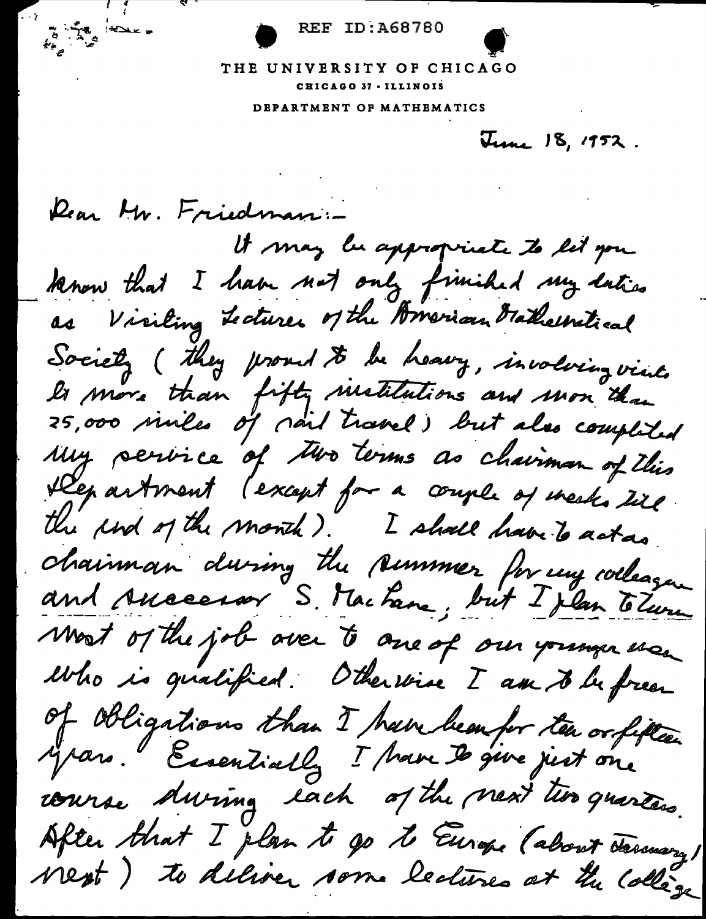REF ID:A68780

THE UNIVERSITY OF CHICAGO
CHICAGO 37 · ILLINOIS
DEPARTMENT OF MATHEMATICS

June 18, 1952.

Dear Mr. Friedman:–

It may be appropriate to let you know that I have not only finished my duties as Visiting Lecturer of the American Mathematical Society (they proved to be heavy, involving visits to more than fifty institutions and more than 25,000 miles of rail travel) but also completed my service of two terms as chairman of this Department (except for a couple of weeks till the end of the month). I shall have to act as chairman during the summer for my colleague and successor S. MacLane, but I plan to turn most of the job over to one of our younger men who is qualified. Otherwise I am to be freer of obligations than I have been for ten or fifteen years. Essentially I have to give just one course during each of the next two quarters. After that I plan to go to Europe (about January next) to deliver some lectures at the Collège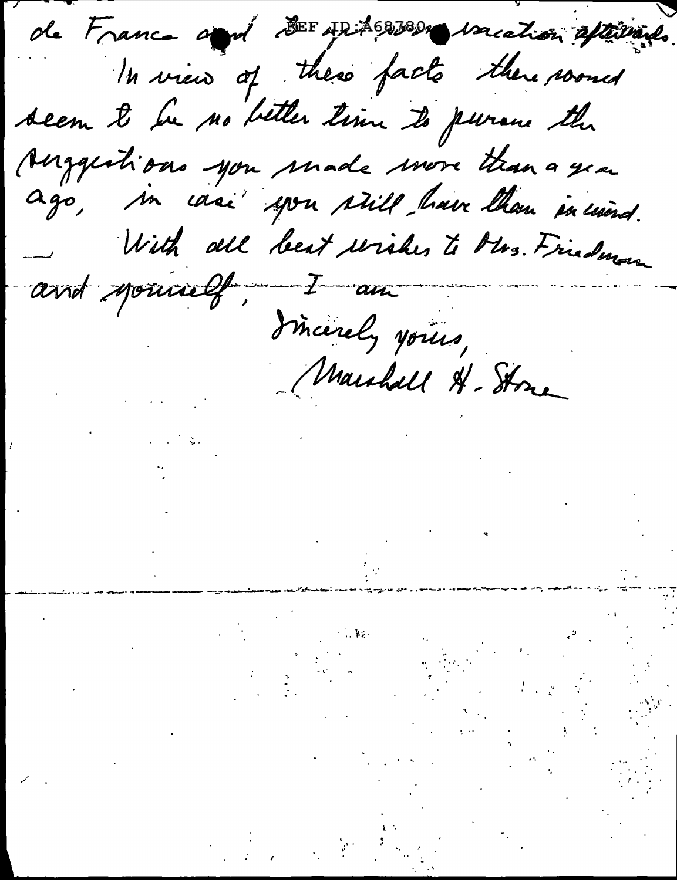de France and a vacation afterwards.

In view of these facts there would seem to be no better time to pursue the suggestions you made more than a year ago, in case you still have them in mind.

With all best wishes to Mrs. Friedman and yourself, I am

Sincerely yours,

Marshall H. Stone